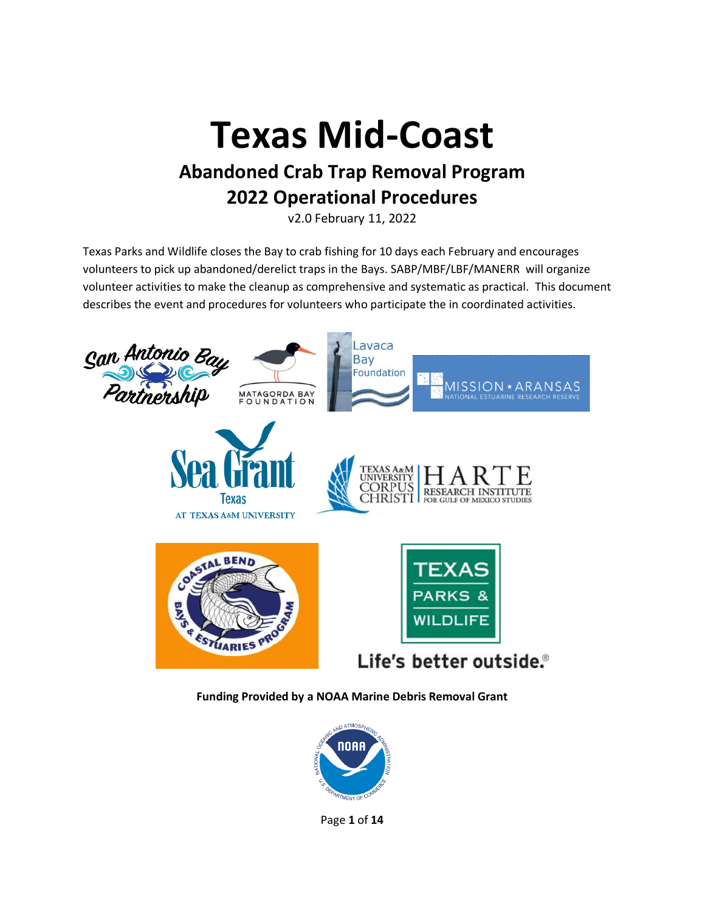# Texas Mid-Coast

## Abandoned Crab Trap Removal Program

## 2022 Operational Procedures

v2.0 February 11, 2022

Texas Parks and Wildlife closes the Bay to crab fishing for 10 days each February and encourages volunteers to pick up abandoned/derelict traps in the Bays. SABP/MBF/LBF/MANERR will organize volunteer activities to make the cleanup as comprehensive and systematic as practical. This document describes the event and procedures for volunteers who participate the in coordinated activities.

**Funding Provided by a NOAA Marine Debris Removal Grant**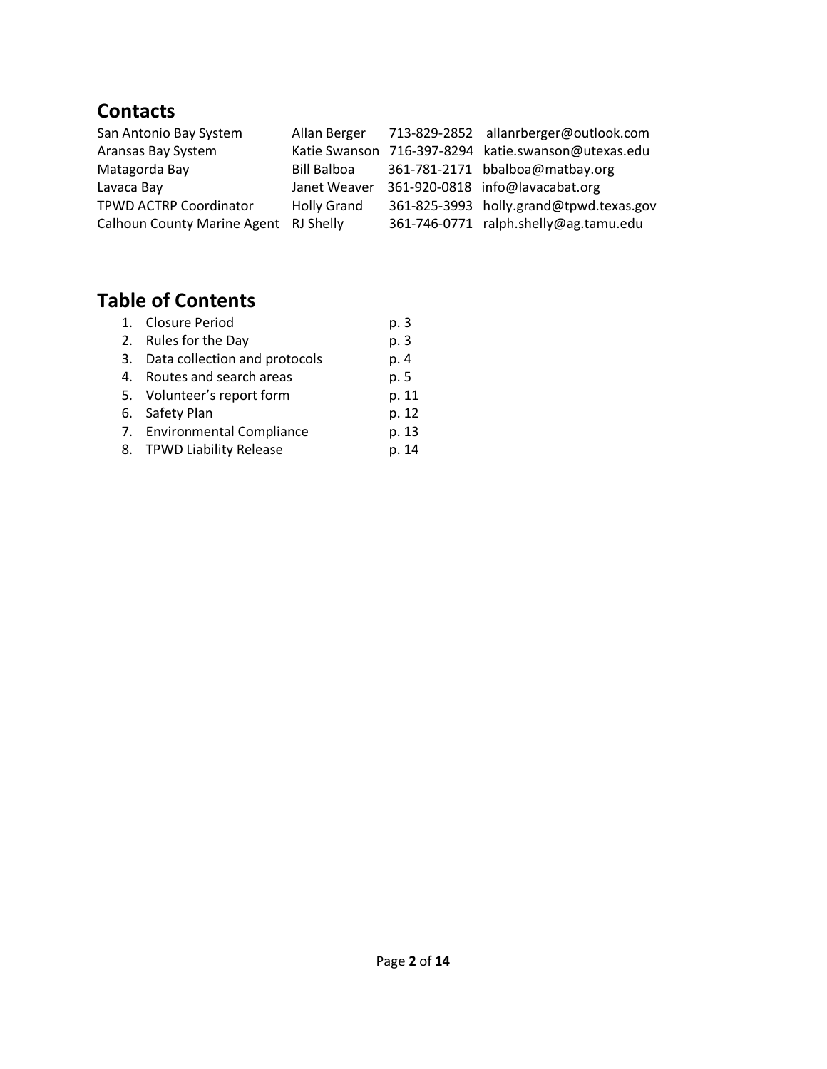## Contacts

| | | | |
|---|---|---|---|
| San Antonio Bay System | Allan Berger | 713-829-2852 | allanrberger@outlook.com |
| Aransas Bay System | Katie Swanson | 716-397-8294 | katie.swanson@utexas.edu |
| Matagorda Bay | Bill Balboa | 361-781-2171 | bbalboa@matbay.org |
| Lavaca Bay | Janet Weaver | 361-920-0818 | info@lavacabat.org |
| TPWD ACTRP Coordinator | Holly Grand | 361-825-3993 | holly.grand@tpwd.texas.gov |
| Calhoun County Marine Agent | RJ Shelly | 361-746-0771 | ralph.shelly@ag.tamu.edu |

## Table of Contents

1. Closure Period p. 3
2. Rules for the Day p. 3
3. Data collection and protocols p. 4
4. Routes and search areas p. 5
5. Volunteer's report form p. 11
6. Safety Plan p. 12
7. Environmental Compliance p. 13
8. TPWD Liability Release p. 14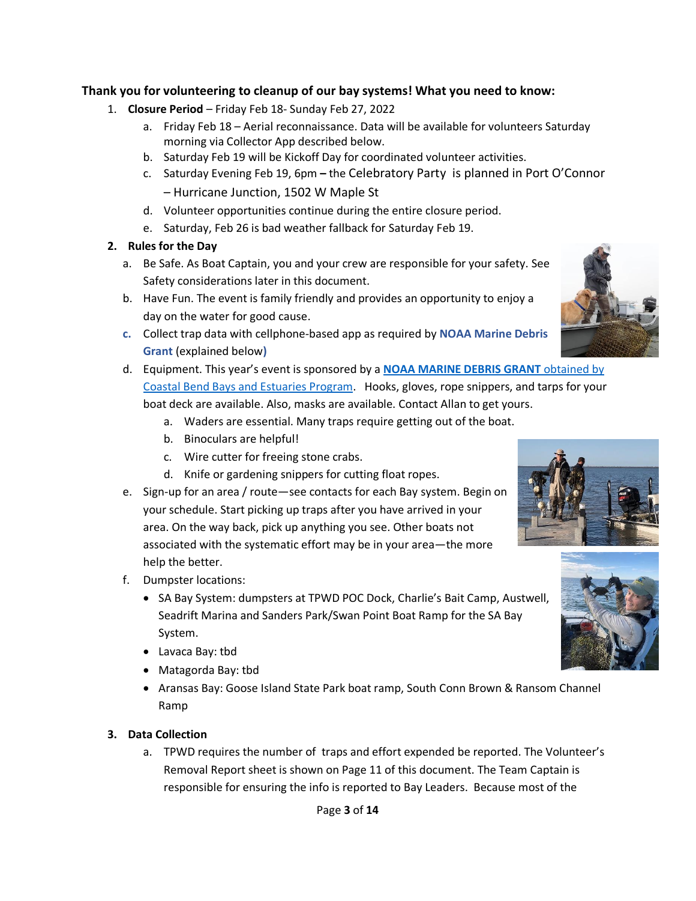**Thank you for volunteering to cleanup of our bay systems! What you need to know:**

1. **Closure Period** – Friday Feb 18- Sunday Feb 27, 2022
   a. Friday Feb 18 – Aerial reconnaissance. Data will be available for volunteers Saturday morning via Collector App described below.
   b. Saturday Feb 19 will be Kickoff Day for coordinated volunteer activities.
   c. Saturday Evening Feb 19, 6pm – the Celebratory Party is planned in Port O'Connor – Hurricane Junction, 1502 W Maple St
   d. Volunteer opportunities continue during the entire closure period.
   e. Saturday, Feb 26 is bad weather fallback for Saturday Feb 19.

2. **Rules for the Day**
   a. Be Safe. As Boat Captain, you and your crew are responsible for your safety. See Safety considerations later in this document.
   b. Have Fun. The event is family friendly and provides an opportunity to enjoy a day on the water for good cause.
   c. Collect trap data with cellphone-based app as required by **NOAA Marine Debris Grant** (explained below)
   d. Equipment. This year's event is sponsored by a **NOAA MARINE DEBRIS GRANT** obtained by Coastal Bend Bays and Estuaries Program. Hooks, gloves, rope snippers, and tarps for your boat deck are available. Also, masks are available. Contact Allan to get yours.
      a. Waders are essential. Many traps require getting out of the boat.
      b. Binoculars are helpful!
      c. Wire cutter for freeing stone crabs.
      d. Knife or gardening snippers for cutting float ropes.
   e. Sign-up for an area / route—see contacts for each Bay system. Begin on your schedule. Start picking up traps after you have arrived in your area. On the way back, pick up anything you see. Other boats not associated with the systematic effort may be in your area—the more help the better.
   f. Dumpster locations:
      - SA Bay System: dumpsters at TPWD POC Dock, Charlie's Bait Camp, Austwell, Seadrift Marina and Sanders Park/Swan Point Boat Ramp for the SA Bay System.
      - Lavaca Bay: tbd
      - Matagorda Bay: tbd
      - Aransas Bay: Goose Island State Park boat ramp, South Conn Brown & Ransom Channel Ramp

3. **Data Collection**
   a. TPWD requires the number of traps and effort expended be reported. The Volunteer's Removal Report sheet is shown on Page 11 of this document. The Team Captain is responsible for ensuring the info is reported to Bay Leaders. Because most of the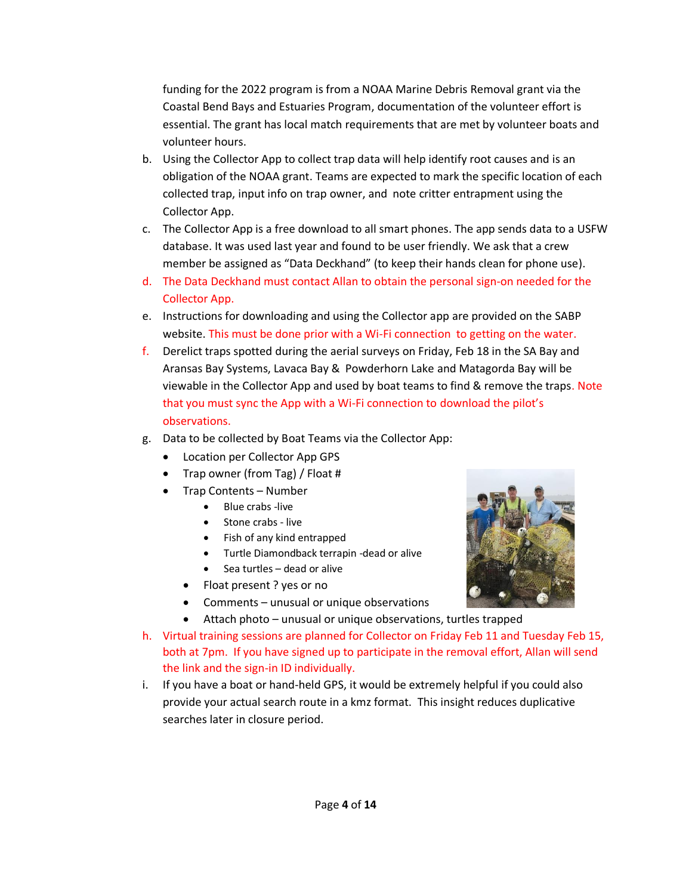funding for the 2022 program is from a NOAA Marine Debris Removal grant via the Coastal Bend Bays and Estuaries Program, documentation of the volunteer effort is essential. The grant has local match requirements that are met by volunteer boats and volunteer hours.

b. Using the Collector App to collect trap data will help identify root causes and is an obligation of the NOAA grant. Teams are expected to mark the specific location of each collected trap, input info on trap owner, and note critter entrapment using the Collector App.

c. The Collector App is a free download to all smart phones. The app sends data to a USFW database. It was used last year and found to be user friendly. We ask that a crew member be assigned as "Data Deckhand" (to keep their hands clean for phone use).

d. The Data Deckhand must contact Allan to obtain the personal sign-on needed for the Collector App.

e. Instructions for downloading and using the Collector app are provided on the SABP website. This must be done prior with a Wi-Fi connection to getting on the water.

f. Derelict traps spotted during the aerial surveys on Friday, Feb 18 in the SA Bay and Aransas Bay Systems, Lavaca Bay & Powderhorn Lake and Matagorda Bay will be viewable in the Collector App and used by boat teams to find & remove the traps. Note that you must sync the App with a Wi-Fi connection to download the pilot's observations.

g. Data to be collected by Boat Teams via the Collector App:
   - Location per Collector App GPS
   - Trap owner (from Tag) / Float #
   - Trap Contents – Number
     - Blue crabs -live
     - Stone crabs - live
     - Fish of any kind entrapped
     - Turtle Diamondback terrapin -dead or alive
     - Sea turtles – dead or alive
   - Float present ? yes or no
   - Comments – unusual or unique observations
   - Attach photo – unusual or unique observations, turtles trapped

h. Virtual training sessions are planned for Collector on Friday Feb 11 and Tuesday Feb 15, both at 7pm. If you have signed up to participate in the removal effort, Allan will send the link and the sign-in ID individually.

i. If you have a boat or hand-held GPS, it would be extremely helpful if you could also provide your actual search route in a kmz format. This insight reduces duplicative searches later in closure period.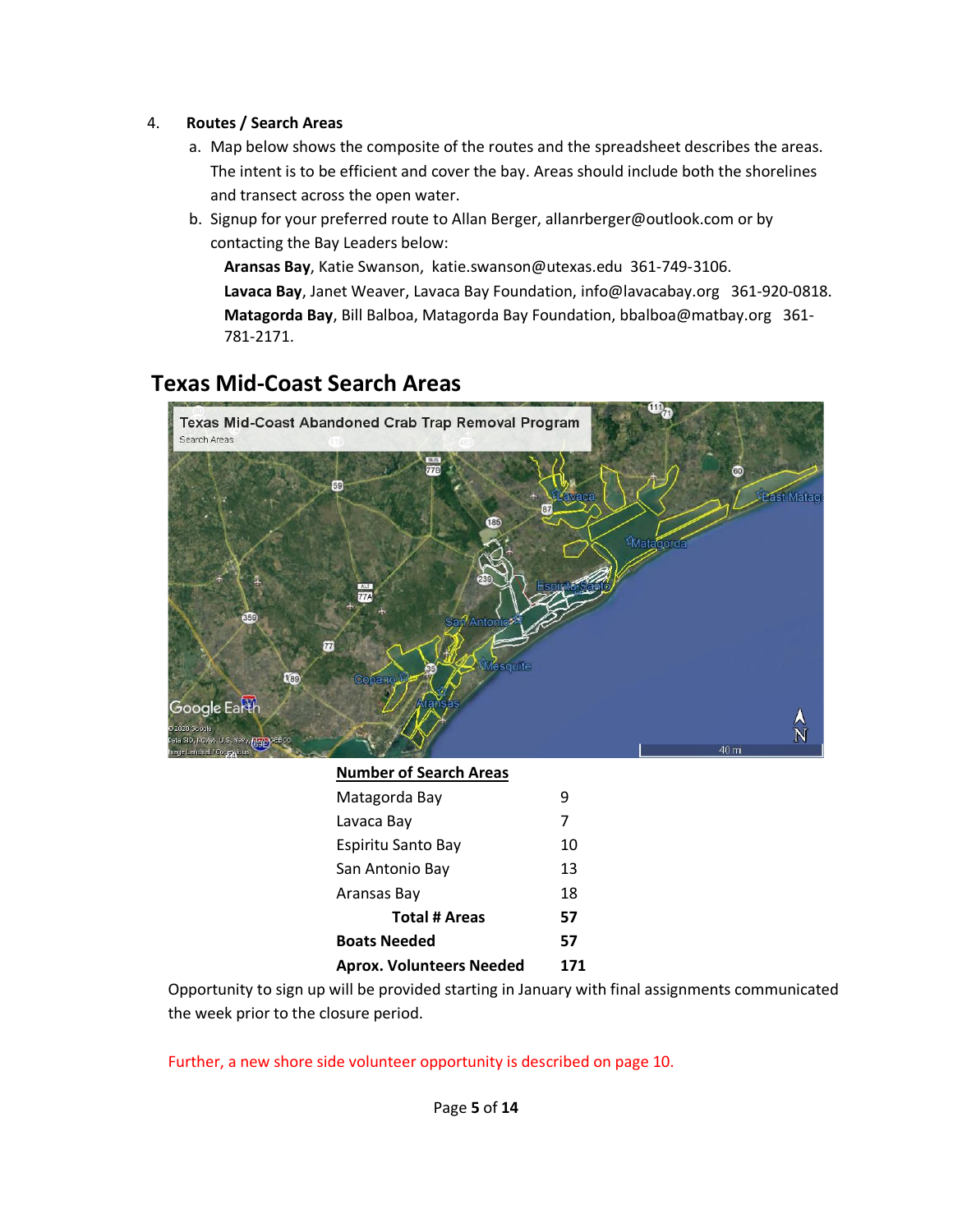4. **Routes / Search Areas**
   a. Map below shows the composite of the routes and the spreadsheet describes the areas. The intent is to be efficient and cover the bay. Areas should include both the shorelines and transect across the open water.
   b. Signup for your preferred route to Allan Berger, allanrberger@outlook.com or by contacting the Bay Leaders below:

      **Aransas Bay**, Katie Swanson, katie.swanson@utexas.edu 361-749-3106.
      **Lavaca Bay**, Janet Weaver, Lavaca Bay Foundation, info@lavacabay.org 361-920-0818.
      **Matagorda Bay**, Bill Balboa, Matagorda Bay Foundation, bbalboa@matbay.org 361-781-2171.

## Texas Mid-Coast Search Areas

| **Number of Search Areas** | |
|---|---|
| Matagorda Bay | 9 |
| Lavaca Bay | 7 |
| Espiritu Santo Bay | 10 |
| San Antonio Bay | 13 |
| Aransas Bay | 18 |
| **Total # Areas** | **57** |
| **Boats Needed** | **57** |
| **Aprox. Volunteers Needed** | **171** |

Opportunity to sign up will be provided starting in January with final assignments communicated the week prior to the closure period.

Further, a new shore side volunteer opportunity is described on page 10.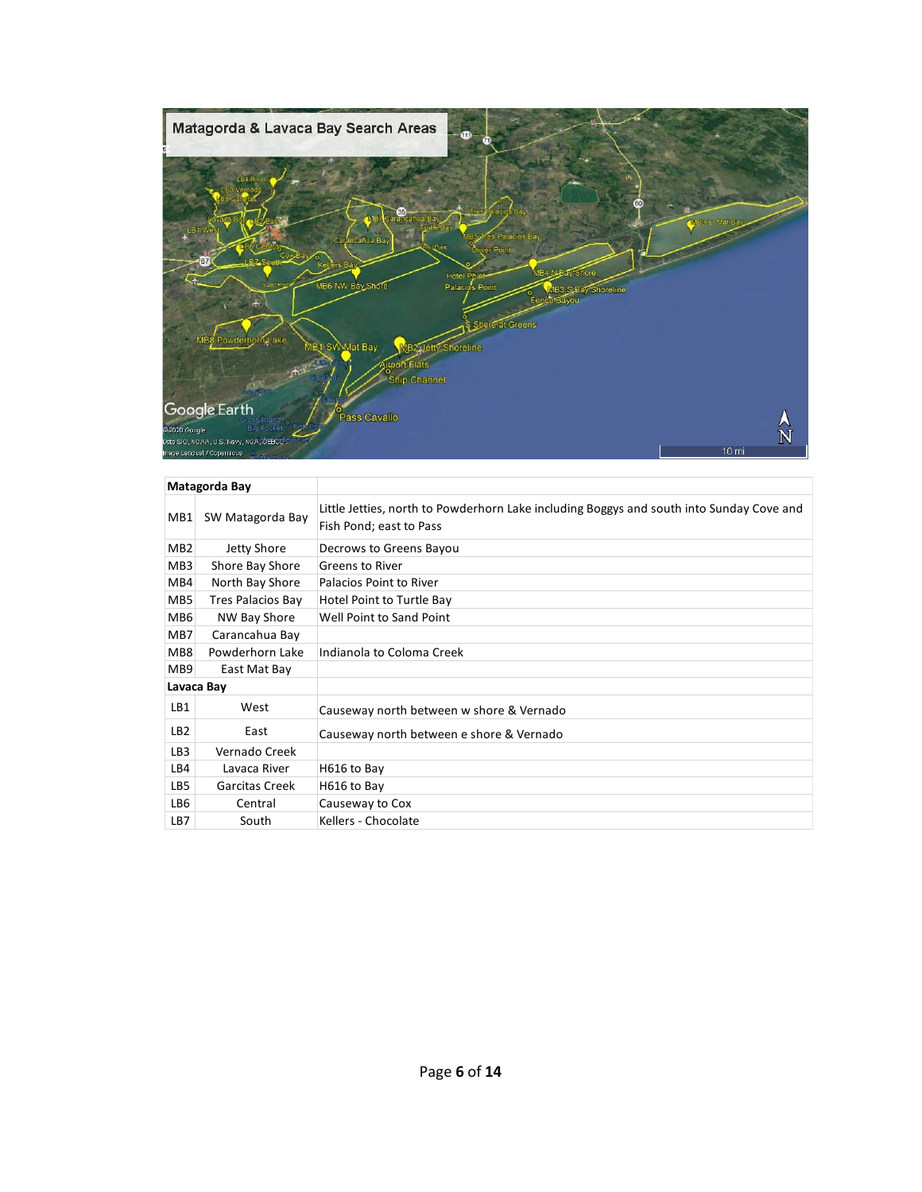| Matagorda Bay | | |
|---|---|---|
| MB1 | SW Matagorda Bay | Little Jetties, north to Powderhorn Lake including Boggys and south into Sunday Cove and Fish Pond; east to Pass |
| MB2 | Jetty Shore | Decrows to Greens Bayou |
| MB3 | Shore Bay Shore | Greens to River |
| MB4 | North Bay Shore | Palacios Point to River |
| MB5 | Tres Palacios Bay | Hotel Point to Turtle Bay |
| MB6 | NW Bay Shore | Well Point to Sand Point |
| MB7 | Carancahua Bay | |
| MB8 | Powderhorn Lake | Indianola to Coloma Creek |
| MB9 | East Mat Bay | |
| **Lavaca Bay** | | |
| LB1 | West | Causeway north between w shore & Vernado |
| LB2 | East | Causeway north between e shore & Vernado |
| LB3 | Vernado Creek | |
| LB4 | Lavaca River | H616 to Bay |
| LB5 | Garcitas Creek | H616 to Bay |
| LB6 | Central | Causeway to Cox |
| LB7 | South | Kellers - Chocolate |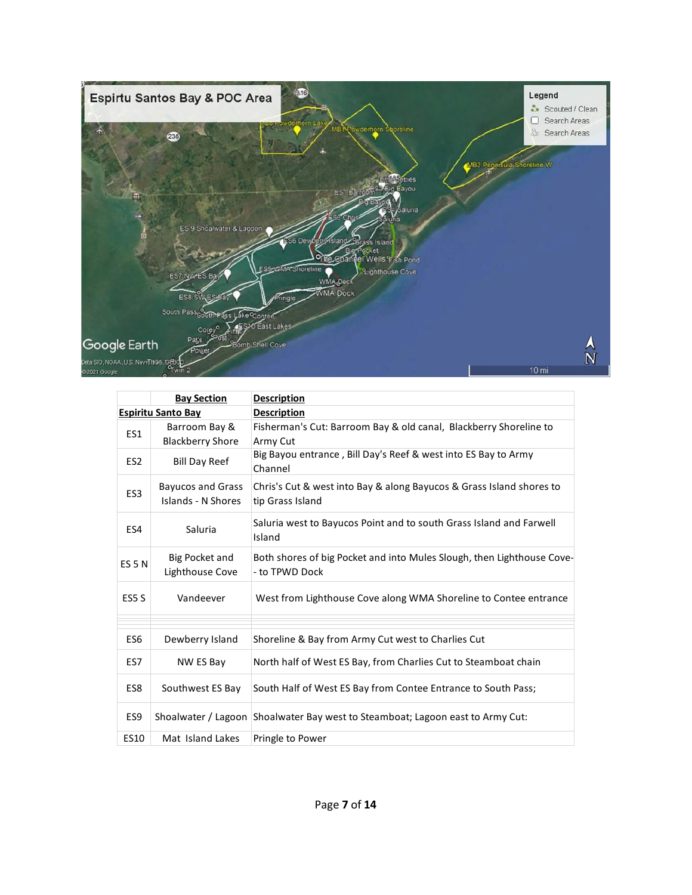| | Bay Section | Description |
|---|---|---|
| **Espiritu Santo Bay** | | **Description** |
| ES1 | Barroom Bay & Blackberry Shore | Fisherman's Cut: Barroom Bay & old canal, Blackberry Shoreline to Army Cut |
| ES2 | Bill Day Reef | Big Bayou entrance , Bill Day's Reef & west into ES Bay to Army Channel |
| ES3 | Bayucos and Grass Islands - N Shores | Chris's Cut & west into Bay & along Bayucos & Grass Island shores to tip Grass Island |
| ES4 | Saluria | Saluria west to Bayucos Point and to south Grass Island and Farwell Island |
| ES 5 N | Big Pocket and Lighthouse Cove | Both shores of big Pocket and into Mules Slough, then Lighthouse Cove-- to TPWD Dock |
| ES5 S | Vandeever | West from Lighthouse Cove along WMA Shoreline to Contee entrance |
| | | |
| | | |
| | | |
| ES6 | Dewberry Island | Shoreline & Bay from Army Cut west to Charlies Cut |
| ES7 | NW ES Bay | North half of West ES Bay, from Charlies Cut to Steamboat chain |
| ES8 | Southwest ES Bay | South Half of West ES Bay from Contee Entrance to South Pass; |
| ES9 | Shoalwater / Lagoon | Shoalwater Bay west to Steamboat; Lagoon east to Army Cut: |
| ES10 | Mat Island Lakes | Pringle to Power |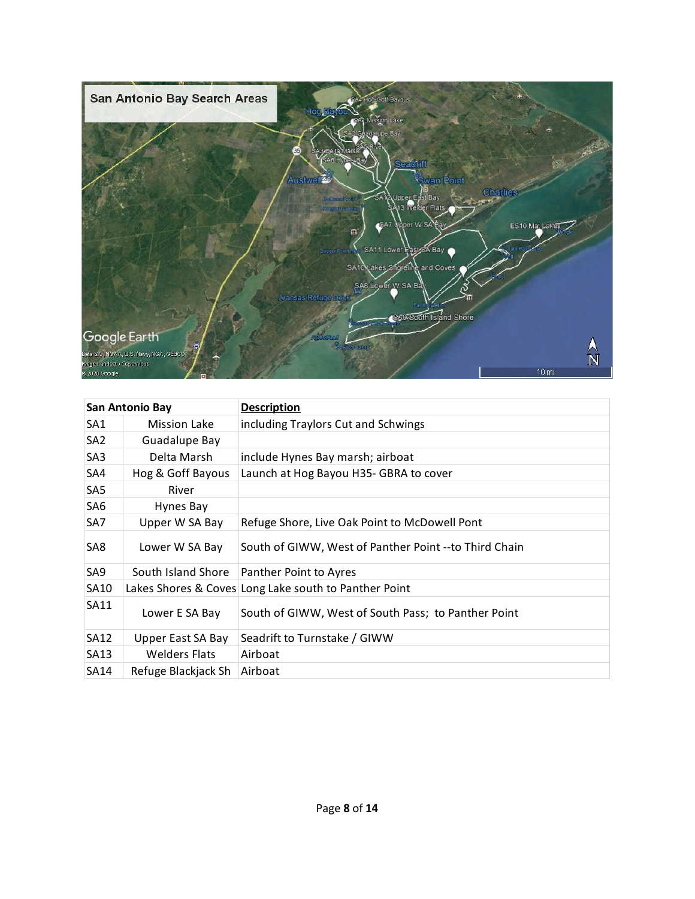San Antonio Bay Search Areas

| San Antonio Bay | | Description |
|---|---|---|
| SA1 | Mission Lake | including Traylors Cut and Schwings |
| SA2 | Guadalupe Bay | |
| SA3 | Delta Marsh | include Hynes Bay marsh; airboat |
| SA4 | Hog & Goff Bayous | Launch at Hog Bayou H35- GBRA to cover |
| SA5 | River | |
| SA6 | Hynes Bay | |
| SA7 | Upper W SA Bay | Refuge Shore, Live Oak Point to McDowell Pont |
| SA8 | Lower W SA Bay | South of GIWW, West of Panther Point --to Third Chain |
| SA9 | South Island Shore | Panther Point to Ayres |
| SA10 | Lakes Shores & Coves | Long Lake south to Panther Point |
| SA11 | Lower E SA Bay | South of GIWW, West of South Pass; to Panther Point |
| SA12 | Upper East SA Bay | Seadrift to Turnstake / GIWW |
| SA13 | Welders Flats | Airboat |
| SA14 | Refuge Blackjack Sh | Airboat |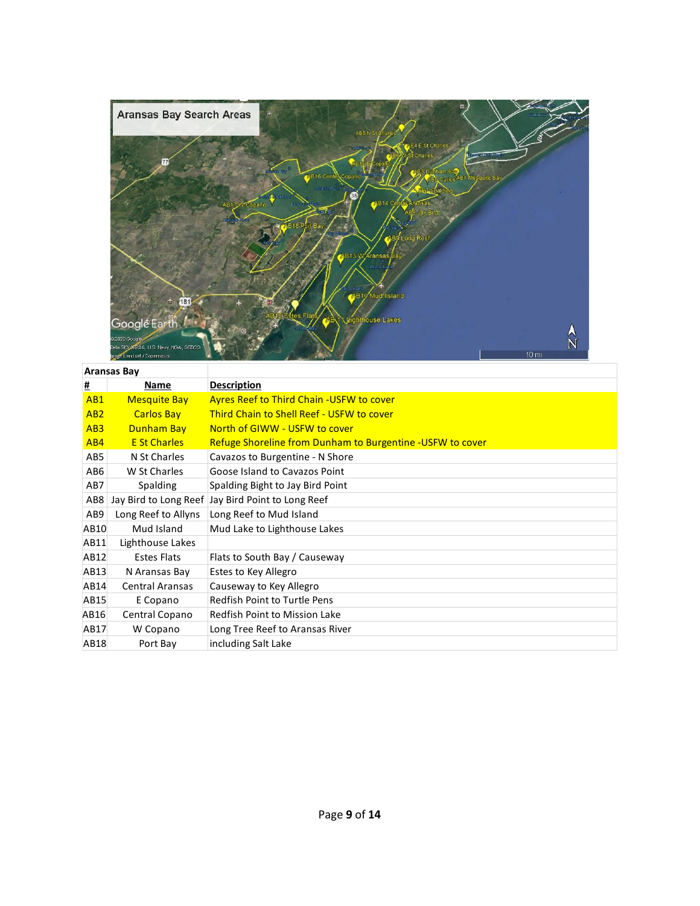| Aransas Bay | | |
|---|---|---|
| **#** | **Name** | **Description** |
| AB1 | Mesquite Bay | Ayres Reef to Third Chain -USFW to cover |
| AB2 | Carlos Bay | Third Chain to Shell Reef - USFW to cover |
| AB3 | Dunham Bay | North of GIWW - USFW to cover |
| AB4 | E St Charles | Refuge Shoreline from Dunham to Burgentine -USFW to cover |
| AB5 | N St Charles | Cavazos to Burgentine - N Shore |
| AB6 | W St Charles | Goose Island to Cavazos Point |
| AB7 | Spalding | Spalding Bight to Jay Bird Point |
| AB8 | Jay Bird to Long Reef | Jay Bird Point to Long Reef |
| AB9 | Long Reef to Allyns | Long Reef to Mud Island |
| AB10 | Mud Island | Mud Lake to Lighthouse Lakes |
| AB11 | Lighthouse Lakes | |
| AB12 | Estes Flats | Flats to South Bay / Causeway |
| AB13 | N Aransas Bay | Estes to Key Allegro |
| AB14 | Central Aransas | Causeway to Key Allegro |
| AB15 | E Copano | Redfish Point to Turtle Pens |
| AB16 | Central Copano | Redfish Point to Mission Lake |
| AB17 | W Copano | Long Tree Reef to Aransas River |
| AB18 | Port Bay | including Salt Lake |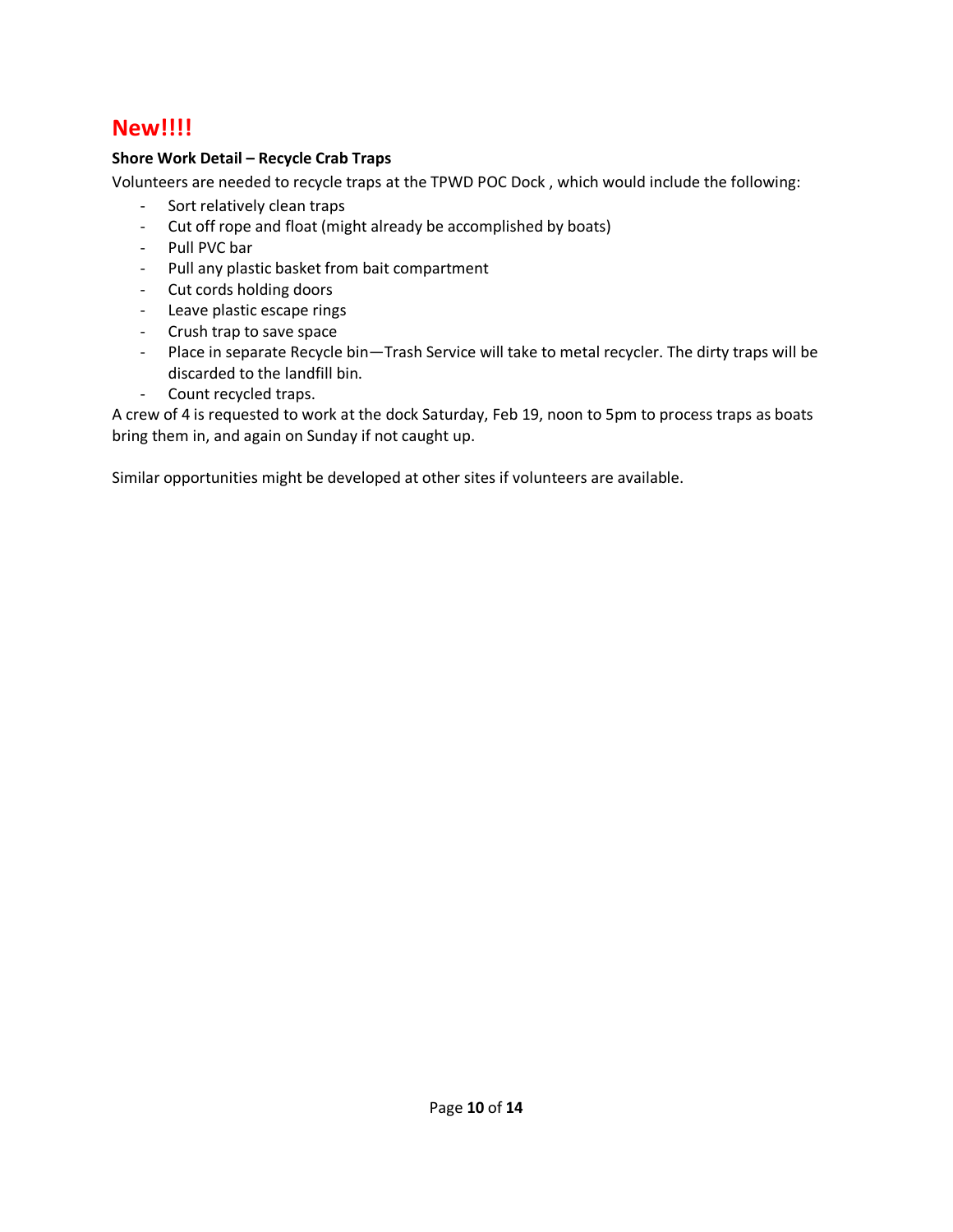## New!!!!

**Shore Work Detail – Recycle Crab Traps**

Volunteers are needed to recycle traps at the TPWD POC Dock , which would include the following:

- Sort relatively clean traps
- Cut off rope and float (might already be accomplished by boats)
- Pull PVC bar
- Pull any plastic basket from bait compartment
- Cut cords holding doors
- Leave plastic escape rings
- Crush trap to save space
- Place in separate Recycle bin—Trash Service will take to metal recycler. The dirty traps will be discarded to the landfill bin.
- Count recycled traps.

A crew of 4 is requested to work at the dock Saturday, Feb 19, noon to 5pm to process traps as boats bring them in, and again on Sunday if not caught up.

Similar opportunities might be developed at other sites if volunteers are available.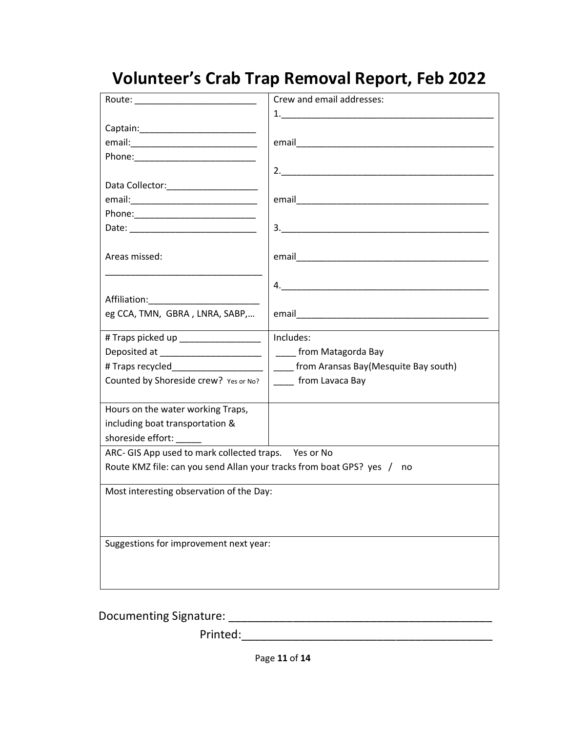# Volunteer's Crab Trap Removal Report, Feb 2022

| | |
|---|---|
| Route: ________________________<br><br>Captain:_______________________<br>email:_________________________<br>Phone:________________________<br><br>Data Collector:__________________<br>email:_________________________<br>Phone:________________________<br>Date: _________________________<br><br>Areas missed:<br>______________________________<br><br>Affiliation:_____________________<br>eg CCA, TMN, GBRA , LNRA, SABP,… | Crew and email addresses:<br>1.________________________________________<br><br>email______________________________________<br><br>2.________________________________________<br><br>email______________________________________<br><br>3.________________________________________<br><br>email______________________________________<br><br>4.________________________________________<br><br>email______________________________________ |
| # Traps picked up ________________<br>Deposited at ____________________<br># Traps recycled__________________<br>Counted by Shoreside crew? Yes or No? | Includes:<br>____ from Matagorda Bay<br>____ from Aransas Bay(Mesquite Bay south)<br>____ from Lavaca Bay |
| Hours on the water working Traps, including boat transportation & shoreside effort: _____ | |
| ARC- GIS App used to mark collected traps. Yes or No<br>Route KMZ file: can you send Allan your tracks from boat GPS? yes / no | |
| Most interesting observation of the Day: | |
| Suggestions for improvement next year: | |

Documenting Signature: ________________________________________

Printed:________________________________________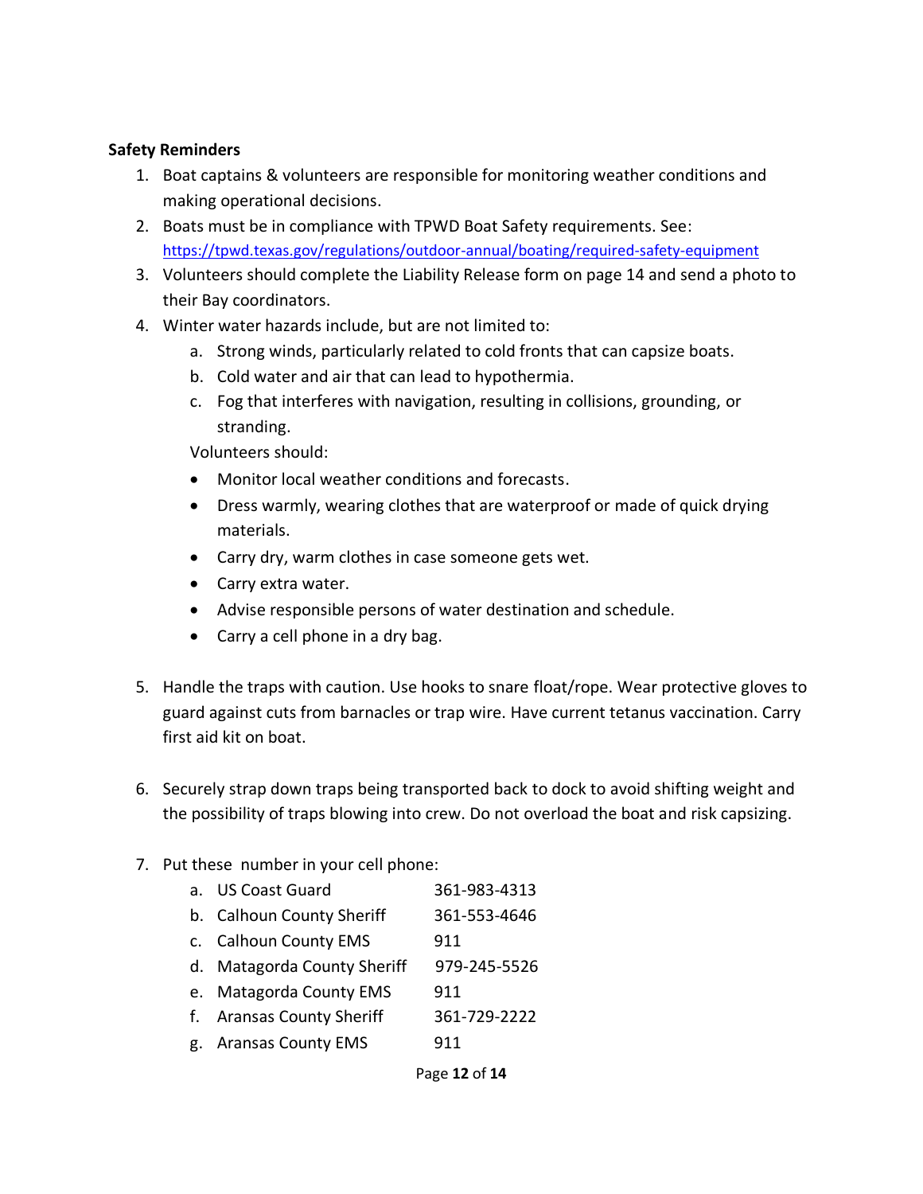**Safety Reminders**

1. Boat captains & volunteers are responsible for monitoring weather conditions and making operational decisions.
2. Boats must be in compliance with TPWD Boat Safety requirements. See: https://tpwd.texas.gov/regulations/outdoor-annual/boating/required-safety-equipment
3. Volunteers should complete the Liability Release form on page 14 and send a photo to their Bay coordinators.
4. Winter water hazards include, but are not limited to:
   a. Strong winds, particularly related to cold fronts that can capsize boats.
   b. Cold water and air that can lead to hypothermia.
   c. Fog that interferes with navigation, resulting in collisions, grounding, or stranding.

   Volunteers should:

   - Monitor local weather conditions and forecasts.
   - Dress warmly, wearing clothes that are waterproof or made of quick drying materials.
   - Carry dry, warm clothes in case someone gets wet.
   - Carry extra water.
   - Advise responsible persons of water destination and schedule.
   - Carry a cell phone in a dry bag.

5. Handle the traps with caution. Use hooks to snare float/rope. Wear protective gloves to guard against cuts from barnacles or trap wire. Have current tetanus vaccination. Carry first aid kit on boat.

6. Securely strap down traps being transported back to dock to avoid shifting weight and the possibility of traps blowing into crew. Do not overload the boat and risk capsizing.

7. Put these number in your cell phone:
   a. US Coast Guard 361-983-4313
   b. Calhoun County Sheriff 361-553-4646
   c. Calhoun County EMS 911
   d. Matagorda County Sheriff 979-245-5526
   e. Matagorda County EMS 911
   f. Aransas County Sheriff 361-729-2222
   g. Aransas County EMS 911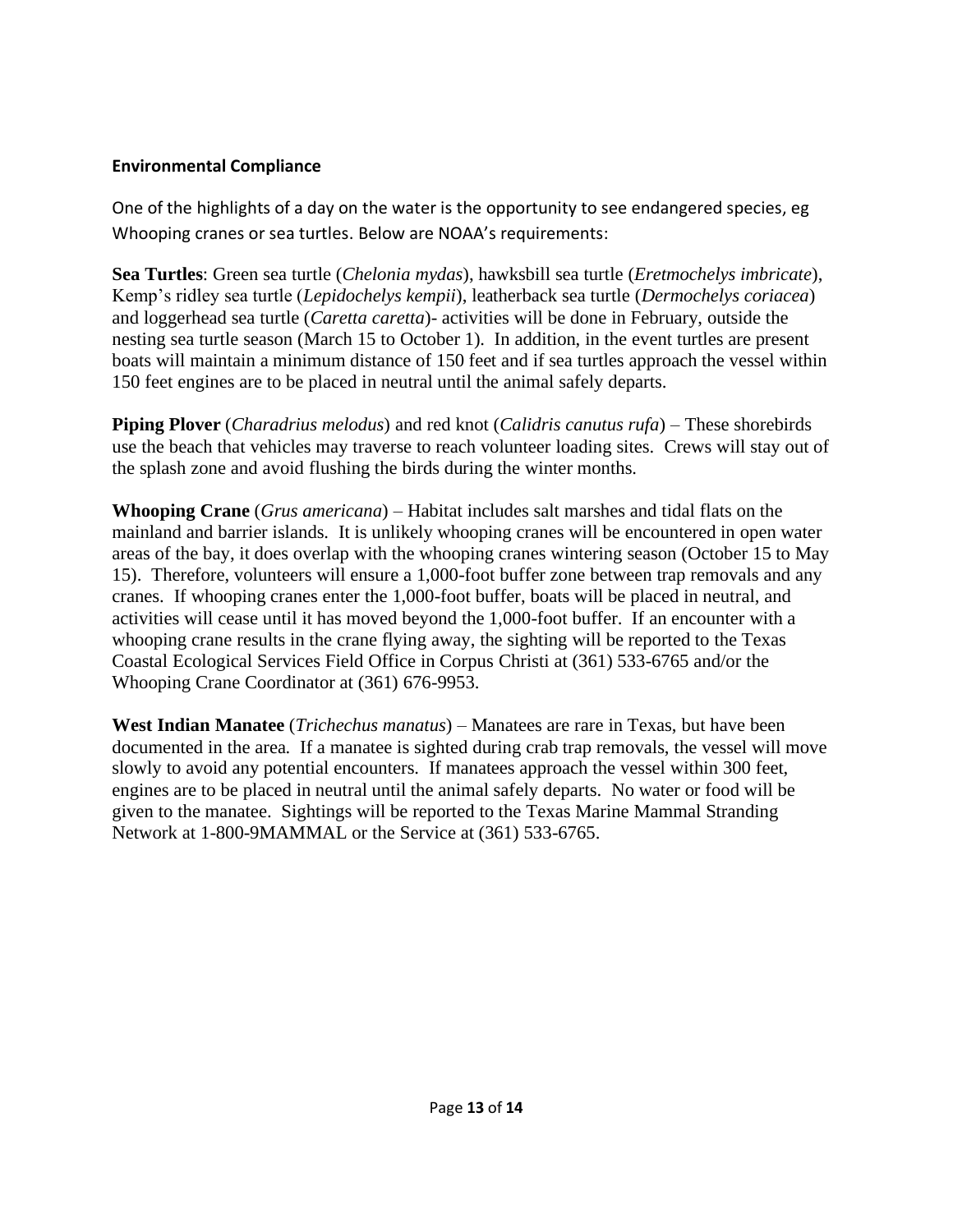## Environmental Compliance

One of the highlights of a day on the water is the opportunity to see endangered species, eg Whooping cranes or sea turtles. Below are NOAA's requirements:

**Sea Turtles**: Green sea turtle (*Chelonia mydas*), hawksbill sea turtle (*Eretmochelys imbricate*), Kemp's ridley sea turtle (*Lepidochelys kempii*), leatherback sea turtle (*Dermochelys coriacea*) and loggerhead sea turtle (*Caretta caretta*)- activities will be done in February, outside the nesting sea turtle season (March 15 to October 1). In addition, in the event turtles are present boats will maintain a minimum distance of 150 feet and if sea turtles approach the vessel within 150 feet engines are to be placed in neutral until the animal safely departs.

**Piping Plover** (*Charadrius melodus*) and red knot (*Calidris canutus rufa*) – These shorebirds use the beach that vehicles may traverse to reach volunteer loading sites. Crews will stay out of the splash zone and avoid flushing the birds during the winter months.

**Whooping Crane** (*Grus americana*) – Habitat includes salt marshes and tidal flats on the mainland and barrier islands. It is unlikely whooping cranes will be encountered in open water areas of the bay, it does overlap with the whooping cranes wintering season (October 15 to May 15). Therefore, volunteers will ensure a 1,000-foot buffer zone between trap removals and any cranes. If whooping cranes enter the 1,000-foot buffer, boats will be placed in neutral, and activities will cease until it has moved beyond the 1,000-foot buffer. If an encounter with a whooping crane results in the crane flying away, the sighting will be reported to the Texas Coastal Ecological Services Field Office in Corpus Christi at (361) 533-6765 and/or the Whooping Crane Coordinator at (361) 676-9953.

**West Indian Manatee** (*Trichechus manatus*) – Manatees are rare in Texas, but have been documented in the area. If a manatee is sighted during crab trap removals, the vessel will move slowly to avoid any potential encounters. If manatees approach the vessel within 300 feet, engines are to be placed in neutral until the animal safely departs. No water or food will be given to the manatee. Sightings will be reported to the Texas Marine Mammal Stranding Network at 1-800-9MAMMAL or the Service at (361) 533-6765.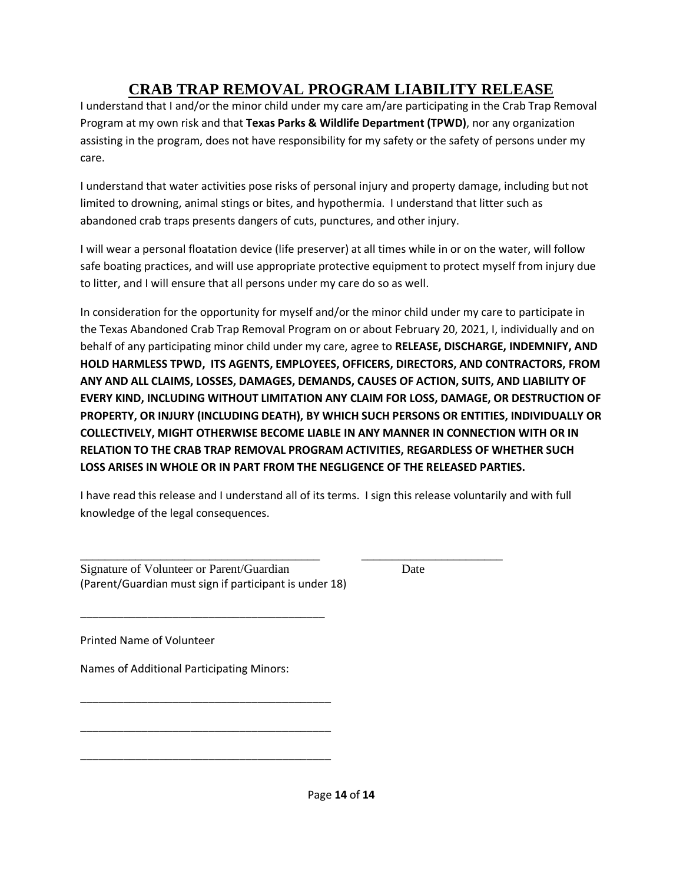# CRAB TRAP REMOVAL PROGRAM LIABILITY RELEASE

I understand that I and/or the minor child under my care am/are participating in the Crab Trap Removal Program at my own risk and that **Texas Parks & Wildlife Department (TPWD)**, nor any organization assisting in the program, does not have responsibility for my safety or the safety of persons under my care.

I understand that water activities pose risks of personal injury and property damage, including but not limited to drowning, animal stings or bites, and hypothermia. I understand that litter such as abandoned crab traps presents dangers of cuts, punctures, and other injury.

I will wear a personal floatation device (life preserver) at all times while in or on the water, will follow safe boating practices, and will use appropriate protective equipment to protect myself from injury due to litter, and I will ensure that all persons under my care do so as well.

In consideration for the opportunity for myself and/or the minor child under my care to participate in the Texas Abandoned Crab Trap Removal Program on or about February 20, 2021, I, individually and on behalf of any participating minor child under my care, agree to **RELEASE, DISCHARGE, INDEMNIFY, AND HOLD HARMLESS TPWD, ITS AGENTS, EMPLOYEES, OFFICERS, DIRECTORS, AND CONTRACTORS, FROM ANY AND ALL CLAIMS, LOSSES, DAMAGES, DEMANDS, CAUSES OF ACTION, SUITS, AND LIABILITY OF EVERY KIND, INCLUDING WITHOUT LIMITATION ANY CLAIM FOR LOSS, DAMAGE, OR DESTRUCTION OF PROPERTY, OR INJURY (INCLUDING DEATH), BY WHICH SUCH PERSONS OR ENTITIES, INDIVIDUALLY OR COLLECTIVELY, MIGHT OTHERWISE BECOME LIABLE IN ANY MANNER IN CONNECTION WITH OR IN RELATION TO THE CRAB TRAP REMOVAL PROGRAM ACTIVITIES, REGARDLESS OF WHETHER SUCH LOSS ARISES IN WHOLE OR IN PART FROM THE NEGLIGENCE OF THE RELEASED PARTIES.**

I have read this release and I understand all of its terms. I sign this release voluntarily and with full knowledge of the legal consequences.

\_\_\_\_\_\_\_\_\_\_\_\_\_\_\_\_\_\_\_\_\_\_\_\_\_\_\_\_\_\_\_\_\_\_\_\_\_\_\_\_ \_\_\_\_\_\_\_\_\_\_\_\_\_\_\_\_\_\_\_\_\_\_\_\_

Signature of Volunteer or Parent/Guardian Date
(Parent/Guardian must sign if participant is under 18)

\_\_\_\_\_\_\_\_\_\_\_\_\_\_\_\_\_\_\_\_\_\_\_\_\_\_\_\_\_\_\_\_\_\_\_\_\_\_\_\_

Printed Name of Volunteer

Names of Additional Participating Minors:

\_\_\_\_\_\_\_\_\_\_\_\_\_\_\_\_\_\_\_\_\_\_\_\_\_\_\_\_\_\_\_\_\_\_\_\_\_\_\_\_

\_\_\_\_\_\_\_\_\_\_\_\_\_\_\_\_\_\_\_\_\_\_\_\_\_\_\_\_\_\_\_\_\_\_\_\_\_\_\_\_

\_\_\_\_\_\_\_\_\_\_\_\_\_\_\_\_\_\_\_\_\_\_\_\_\_\_\_\_\_\_\_\_\_\_\_\_\_\_\_\_